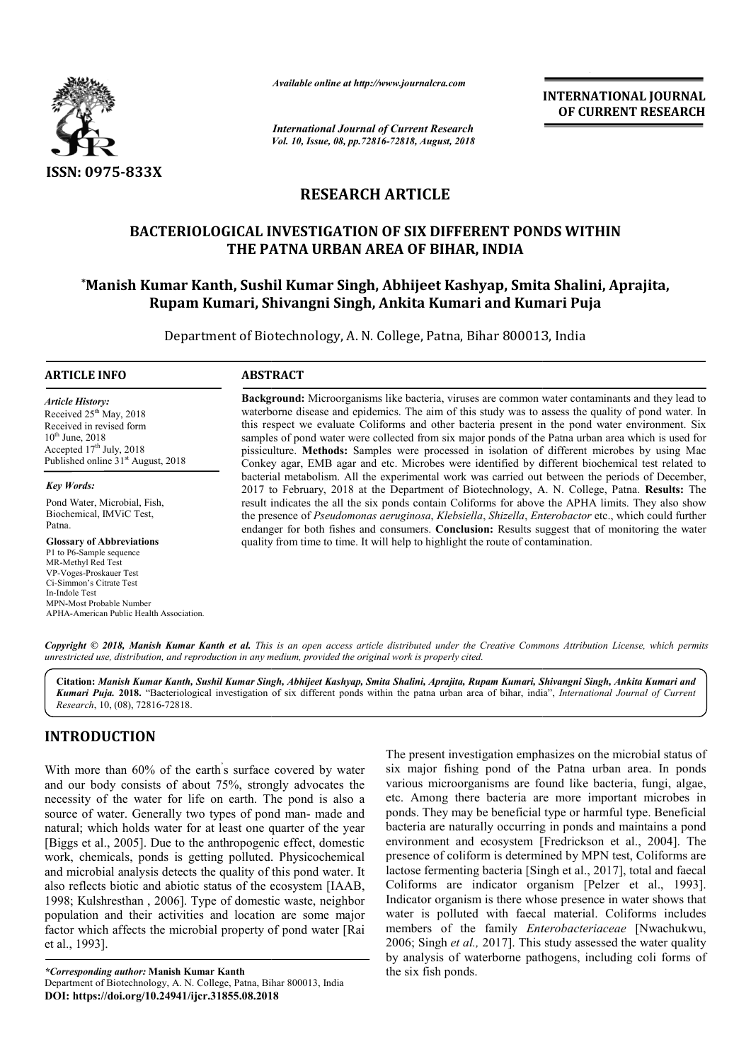ISSN: 0975-833X

*Available online at http://www.journalcra.com*

*International Journal of Current Research*
*Vol. 10, Issue, 08, pp.72816-72818, August, 2018*

**INTERNATIONAL JOURNAL OF CURRENT RESEARCH**

# RESEARCH ARTICLE

## BACTERIOLOGICAL INVESTIGATION OF SIX DIFFERENT PONDS WITHIN THE PATNA URBAN AREA OF BIHAR, INDIA

**\*Manish Kumar Kanth, Sushil Kumar Singh, Abhijeet Kashyap, Smita Shalini, Aprajita, Rupam Kumari, Shivangni Singh, Ankita Kumari and Kumari Puja**

Department of Biotechnology, A. N. College, Patna, Bihar 800013, India

### ARTICLE INFO

*Article History:*
Received 25th May, 2018
Received in revised form
10th June, 2018
Accepted 17th July, 2018
Published online 31st August, 2018

*Key Words:*

Pond Water, Microbial, Fish, Biochemical, IMViC Test, Patna.

**Glossary of Abbreviations**
P1 to P6-Sample sequence
MR-Methyl Red Test
VP-Voges-Proskauer Test
Ci-Simmon's Citrate Test
In-Indole Test
MPN-Most Probable Number
APHA-American Public Health Association.

### ABSTRACT

**Background:** Microorganisms like bacteria, viruses are common water contaminants and they lead to waterborne disease and epidemics. The aim of this study was to assess the quality of pond water. In this respect we evaluate Coliforms and other bacteria present in the pond water environment. Six samples of pond water were collected from six major ponds of the Patna urban area which is used for pissiculture. **Methods:** Samples were processed in isolation of different microbes by using Mac Conkey agar, EMB agar and etc. Microbes were identified by different biochemical test related to bacterial metabolism. All the experimental work was carried out between the periods of December, 2017 to February, 2018 at the Department of Biotechnology, A. N. College, Patna. **Results:** The result indicates the all the six ponds contain Coliforms for above the APHA limits. They also show the presence of *Pseudomonas aeruginosa*, *Klebsiella*, *Shizella*, *Enterobactor* etc., which could further endanger for both fishes and consumers. **Conclusion:** Results suggest that of monitoring the water quality from time to time. It will help to highlight the route of contamination.

*Copyright © 2018, Manish Kumar Kanth et al. This is an open access article distributed under the Creative Commons Attribution License, which permits unrestricted use, distribution, and reproduction in any medium, provided the original work is properly cited.*

**Citation:** *Manish Kumar Kanth, Sushil Kumar Singh, Abhijeet Kashyap, Smita Shalini, Aprajita, Rupam Kumari, Shivangni Singh, Ankita Kumari and Kumari Puja.* **2018.** "Bacteriological investigation of six different ponds within the patna urban area of bihar, india", *International Journal of Current Research*, 10, (08), 72816-72818.

## INTRODUCTION

With more than 60% of the earth's surface covered by water and our body consists of about 75%, strongly advocates the necessity of the water for life on earth. The pond is also a source of water. Generally two types of pond man- made and natural; which holds water for at least one quarter of the year [Biggs et al., 2005]. Due to the anthropogenic effect, domestic work, chemicals, ponds is getting polluted. Physicochemical and microbial analysis detects the quality of this pond water. It also reflects biotic and abiotic status of the ecosystem [IAAB, 1998; Kulshresthan , 2006]. Type of domestic waste, neighbor population and their activities and location are some major factor which affects the microbial property of pond water [Rai et al., 1993].

The present investigation emphasizes on the microbial status of six major fishing pond of the Patna urban area. In ponds various microorganisms are found like bacteria, fungi, algae, etc. Among there bacteria are more important microbes in ponds. They may be beneficial type or harmful type. Beneficial bacteria are naturally occurring in ponds and maintains a pond environment and ecosystem [Fredrickson et al., 2004]. The presence of coliform is determined by MPN test, Coliforms are lactose fermenting bacteria [Singh et al., 2017], total and faecal Coliforms are indicator organism [Pelzer et al., 1993]. Indicator organism is there whose presence in water shows that water is polluted with faecal material. Coliforms includes members of the family *Enterobacteriaceae* [Nwachukwu, 2006; Singh *et al.,* 2017]. This study assessed the water quality by analysis of waterborne pathogens, including coli forms of the six fish ponds.

*\*Corresponding author:* **Manish Kumar Kanth**
Department of Biotechnology, A. N. College, Patna, Bihar 800013, India
**DOI: https://doi.org/10.24941/ijcr.31855.08.2018**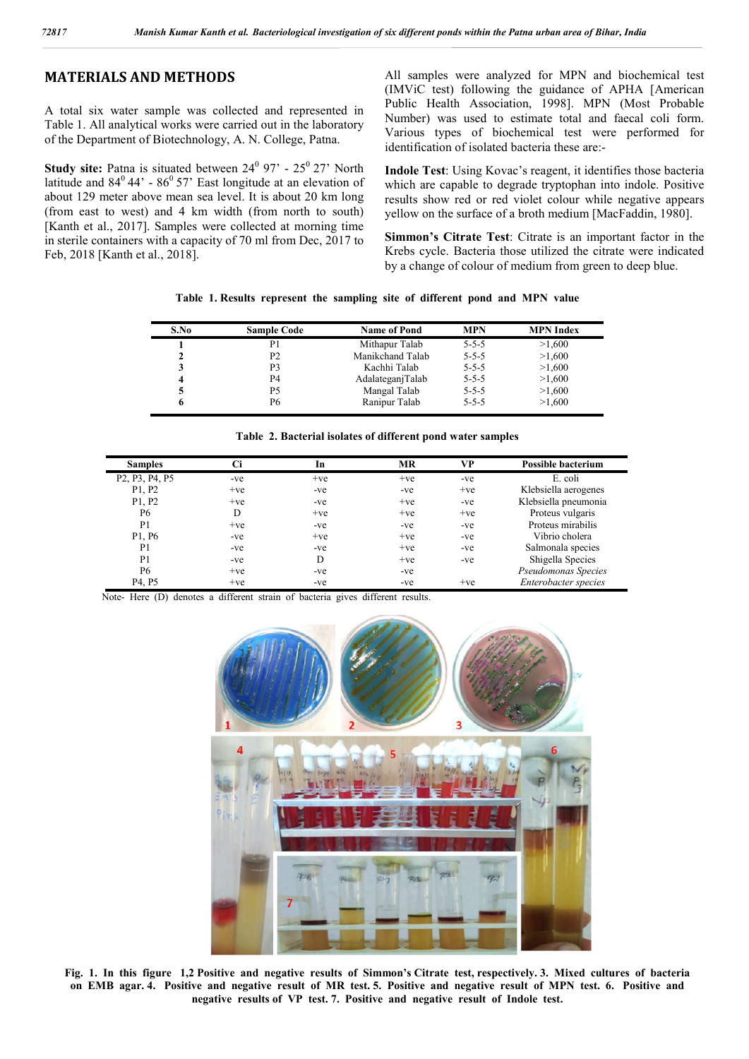## MATERIALS AND METHODS

A total six water sample was collected and represented in Table 1. All analytical works were carried out in the laboratory of the Department of Biotechnology, A. N. College, Patna.

**Study site:** Patna is situated between $24^0$ 97' - $25^0$ 27' North latitude and $84^0$ 44' - $86^0$ 57' East longitude at an elevation of about 129 meter above mean sea level. It is about 20 km long (from east to west) and 4 km width (from north to south) [Kanth et al., 2017]. Samples were collected at morning time in sterile containers with a capacity of 70 ml from Dec, 2017 to Feb, 2018 [Kanth et al., 2018].

All samples were analyzed for MPN and biochemical test (IMViC test) following the guidance of APHA [American Public Health Association, 1998]. MPN (Most Probable Number) was used to estimate total and faecal coli form. Various types of biochemical test were performed for identification of isolated bacteria these are:-

**Indole Test**: Using Kovac's reagent, it identifies those bacteria which are capable to degrade tryptophan into indole. Positive results show red or red violet colour while negative appears yellow on the surface of a broth medium [MacFaddin, 1980].

**Simmon's Citrate Test**: Citrate is an important factor in the Krebs cycle. Bacteria those utilized the citrate were indicated by a change of colour of medium from green to deep blue.

**Table 1. Results represent the sampling site of different pond and MPN value**

| S.No | Sample Code | Name of Pond | MPN | MPN Index |
|---|---|---|---|---|
| 1 | P1 | Mithapur Talab | 5-5-5 | >1,600 |
| 2 | P2 | Manikchand Talab | 5-5-5 | >1,600 |
| 3 | P3 | Kachhi Talab | 5-5-5 | >1,600 |
| 4 | P4 | AdalateganjTalab | 5-5-5 | >1,600 |
| 5 | P5 | Mangal Talab | 5-5-5 | >1,600 |
| 6 | P6 | Ranipur Talab | 5-5-5 | >1,600 |

**Table 2. Bacterial isolates of different pond water samples**

| Samples | Ci | In | MR | VP | Possible bacterium |
|---|---|---|---|---|---|
| P2, P3, P4, P5 | -ve | +ve | +ve | -ve | E. coli |
| P1, P2 | +ve | -ve | -ve | +ve | Klebsiella aerogenes |
| P1, P2 | +ve | -ve | +ve | -ve | Klebsiella pneumonia |
| P6 | D | +ve | +ve | +ve | Proteus vulgaris |
| P1 | +ve | -ve | -ve | -ve | Proteus mirabilis |
| P1, P6 | -ve | +ve | +ve | -ve | Vibrio cholera |
| P1 | -ve | -ve | +ve | -ve | Salmonala species |
| P1 | -ve | D | +ve | -ve | Shigella Species |
| P6 | +ve | -ve | -ve | | *Pseudomonas Species* |
| P4, P5 | +ve | -ve | -ve | +ve | *Enterobacter species* |

Note- Here (D) denotes a different strain of bacteria gives different results.

**Fig. 1. In this figure 1,2 Positive and negative results of Simmon's Citrate test, respectively. 3. Mixed cultures of bacteria on EMB agar. 4. Positive and negative result of MR test. 5. Positive and negative result of MPN test. 6. Positive and negative results of VP test. 7. Positive and negative result of Indole test.**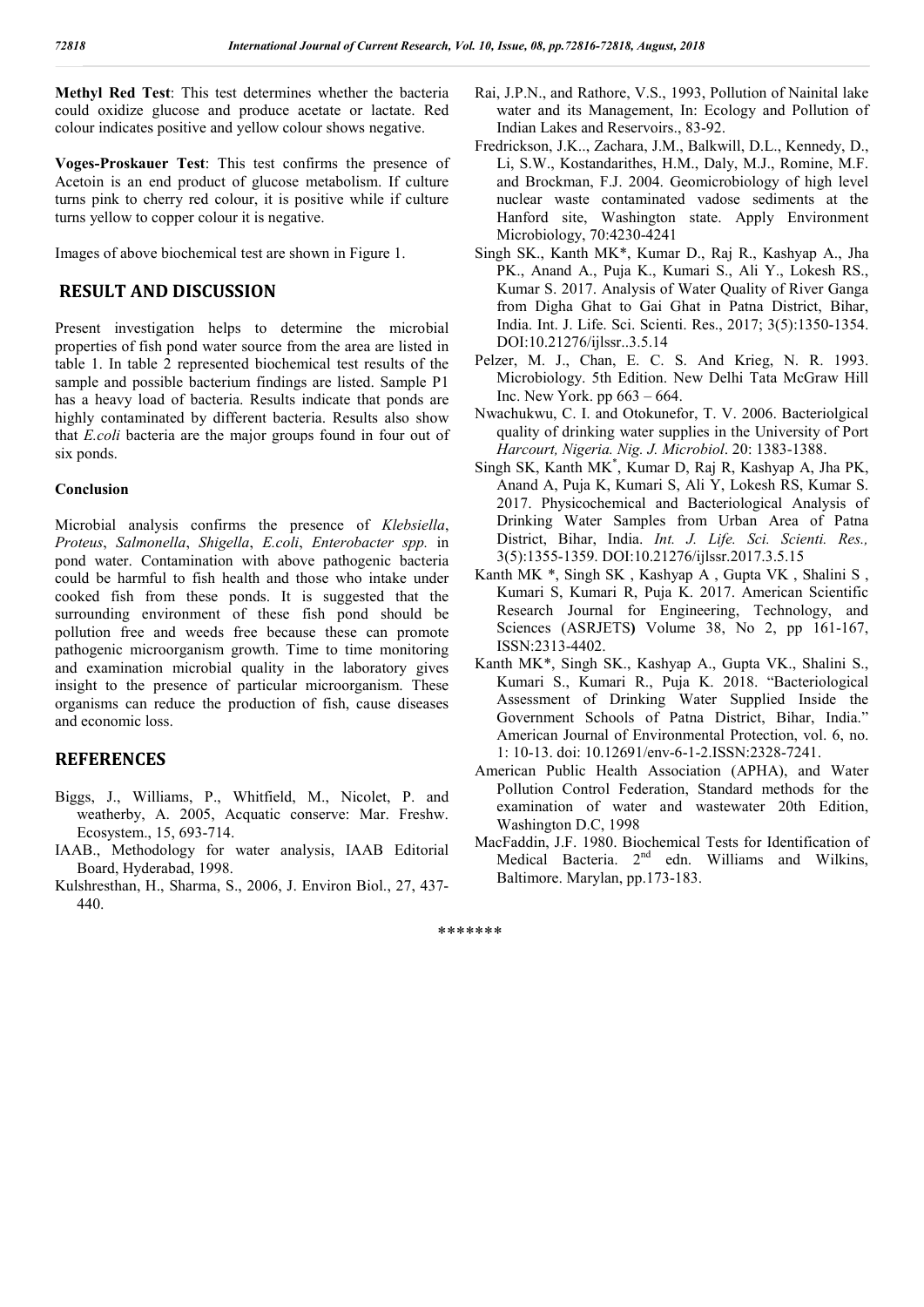**Methyl Red Test**: This test determines whether the bacteria could oxidize glucose and produce acetate or lactate. Red colour indicates positive and yellow colour shows negative.

**Voges-Proskauer Test**: This test confirms the presence of Acetoin is an end product of glucose metabolism. If culture turns pink to cherry red colour, it is positive while if culture turns yellow to copper colour it is negative.

Images of above biochemical test are shown in Figure 1.

## RESULT AND DISCUSSION

Present investigation helps to determine the microbial properties of fish pond water source from the area are listed in table 1. In table 2 represented biochemical test results of the sample and possible bacterium findings are listed. Sample P1 has a heavy load of bacteria. Results indicate that ponds are highly contaminated by different bacteria. Results also show that *E.coli* bacteria are the major groups found in four out of six ponds.

### Conclusion

Microbial analysis confirms the presence of *Klebsiella*, *Proteus*, *Salmonella*, *Shigella*, *E.coli*, *Enterobacter spp.* in pond water. Contamination with above pathogenic bacteria could be harmful to fish health and those who intake under cooked fish from these ponds. It is suggested that the surrounding environment of these fish pond should be pollution free and weeds free because these can promote pathogenic microorganism growth. Time to time monitoring and examination microbial quality in the laboratory gives insight to the presence of particular microorganism. These organisms can reduce the production of fish, cause diseases and economic loss.

## REFERENCES

- Biggs, J., Williams, P., Whitfield, M., Nicolet, P. and weatherby, A. 2005, Acquatic conserve: Mar. Freshw. Ecosystem., 15, 693-714.
- IAAB., Methodology for water analysis, IAAB Editorial Board, Hyderabad, 1998.
- Kulshresthan, H., Sharma, S., 2006, J. Environ Biol., 27, 437-440.
- Rai, J.P.N., and Rathore, V.S., 1993, Pollution of Nainital lake water and its Management, In: Ecology and Pollution of Indian Lakes and Reservoirs., 83-92.
- Fredrickson, J.K.., Zachara, J.M., Balkwill, D.L., Kennedy, D., Li, S.W., Kostandarithes, H.M., Daly, M.J., Romine, M.F. and Brockman, F.J. 2004. Geomicrobiology of high level nuclear waste contaminated vadose sediments at the Hanford site, Washington state. Apply Environment Microbiology, 70:4230-4241
- Singh SK., Kanth MK*, Kumar D., Raj R., Kashyap A., Jha PK., Anand A., Puja K., Kumari S., Ali Y., Lokesh RS., Kumar S. 2017. Analysis of Water Quality of River Ganga from Digha Ghat to Gai Ghat in Patna District, Bihar, India. Int. J. Life. Sci. Scienti. Res., 2017; 3(5):1350-1354. DOI:10.21276/ijlssr..3.5.14
- Pelzer, M. J., Chan, E. C. S. And Krieg, N. R. 1993. Microbiology. 5th Edition. New Delhi Tata McGraw Hill Inc. New York. pp 663 – 664.
- Nwachukwu, C. I. and Otokunefor, T. V. 2006. Bacteriolgical quality of drinking water supplies in the University of Port *Harcourt, Nigeria. Nig. J. Microbiol*. 20: 1383-1388.
- Singh SK, Kanth MK*, Kumar D, Raj R, Kashyap A, Jha PK, Anand A, Puja K, Kumari S, Ali Y, Lokesh RS, Kumar S. 2017. Physicochemical and Bacteriological Analysis of Drinking Water Samples from Urban Area of Patna District, Bihar, India. *Int. J. Life. Sci. Scienti. Res.,* 3(5):1355-1359. DOI:10.21276/ijlssr.2017.3.5.15
- Kanth MK *, Singh SK , Kashyap A , Gupta VK , Shalini S , Kumari S, Kumari R, Puja K. 2017. American Scientific Research Journal for Engineering, Technology, and Sciences (ASRJETS**)** Volume 38, No 2, pp 161-167, ISSN:2313-4402.
- Kanth MK*, Singh SK., Kashyap A., Gupta VK., Shalini S., Kumari S., Kumari R., Puja K. 2018. "Bacteriological Assessment of Drinking Water Supplied Inside the Government Schools of Patna District, Bihar, India." American Journal of Environmental Protection, vol. 6, no. 1: 10-13. doi: 10.12691/env-6-1-2.ISSN:2328-7241.
- American Public Health Association (APHA), and Water Pollution Control Federation, Standard methods for the examination of water and wastewater 20th Edition, Washington D.C, 1998
- MacFaddin, J.F. 1980. Biochemical Tests for Identification of Medical Bacteria. 2nd edn. Williams and Wilkins, Baltimore. Marylan, pp.173-183.

*******